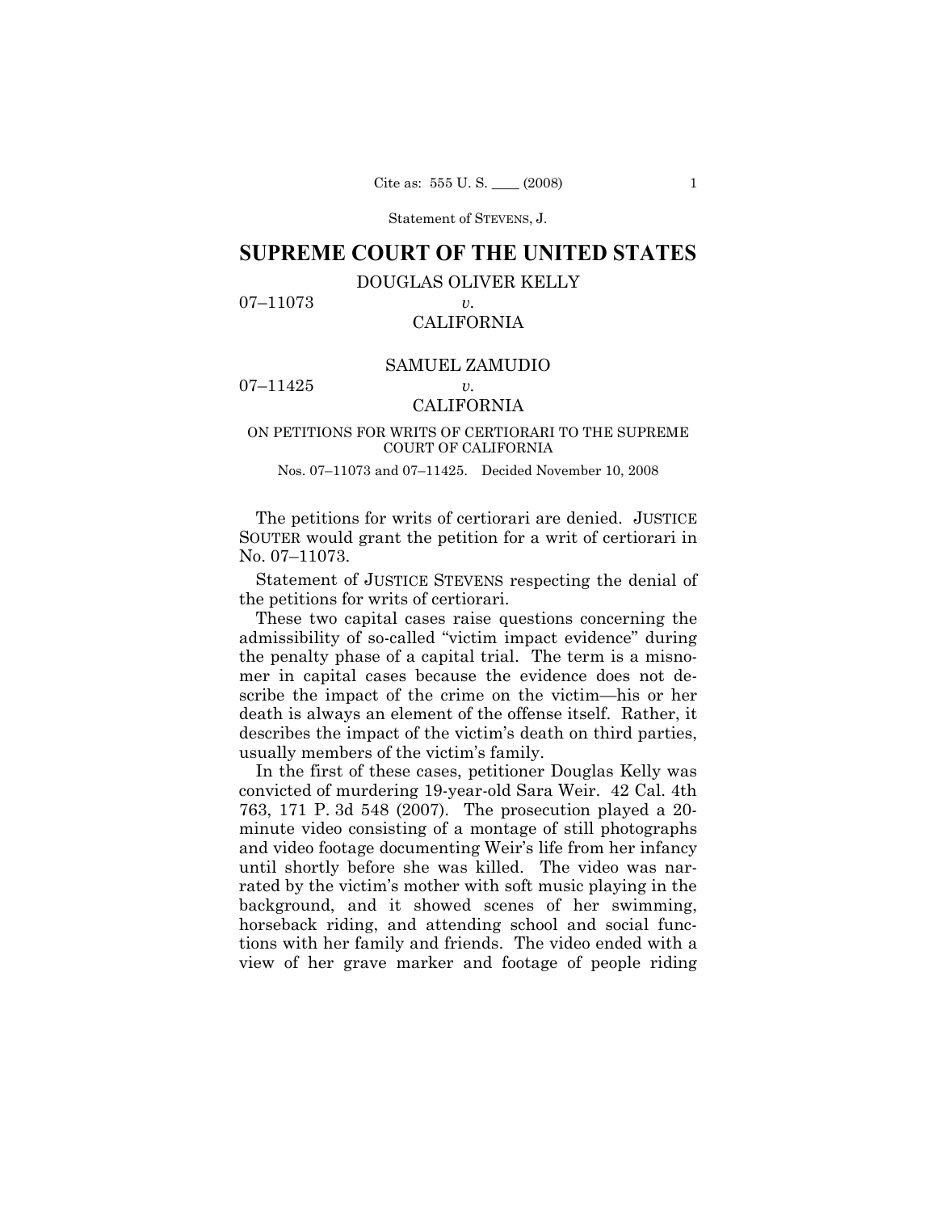Statement of STEVENS, J.

# SUPREME COURT OF THE UNITED STATES

DOUGLAS OLIVER KELLY

07–11073 *v.*

CALIFORNIA

SAMUEL ZAMUDIO

07–11425 *v.*

CALIFORNIA

ON PETITIONS FOR WRITS OF CERTIORARI TO THE SUPREME COURT OF CALIFORNIA

Nos. 07–11073 and 07–11425. Decided November 10, 2008

The petitions for writs of certiorari are denied. JUSTICE SOUTER would grant the petition for a writ of certiorari in No. 07–11073.

Statement of JUSTICE STEVENS respecting the denial of the petitions for writs of certiorari.

These two capital cases raise questions concerning the admissibility of so-called "victim impact evidence" during the penalty phase of a capital trial. The term is a misnomer in capital cases because the evidence does not describe the impact of the crime on the victim—his or her death is always an element of the offense itself. Rather, it describes the impact of the victim's death on third parties, usually members of the victim's family.

In the first of these cases, petitioner Douglas Kelly was convicted of murdering 19-year-old Sara Weir. 42 Cal. 4th 763, 171 P. 3d 548 (2007). The prosecution played a 20-minute video consisting of a montage of still photographs and video footage documenting Weir's life from her infancy until shortly before she was killed. The video was narrated by the victim's mother with soft music playing in the background, and it showed scenes of her swimming, horseback riding, and attending school and social functions with her family and friends. The video ended with a view of her grave marker and footage of people riding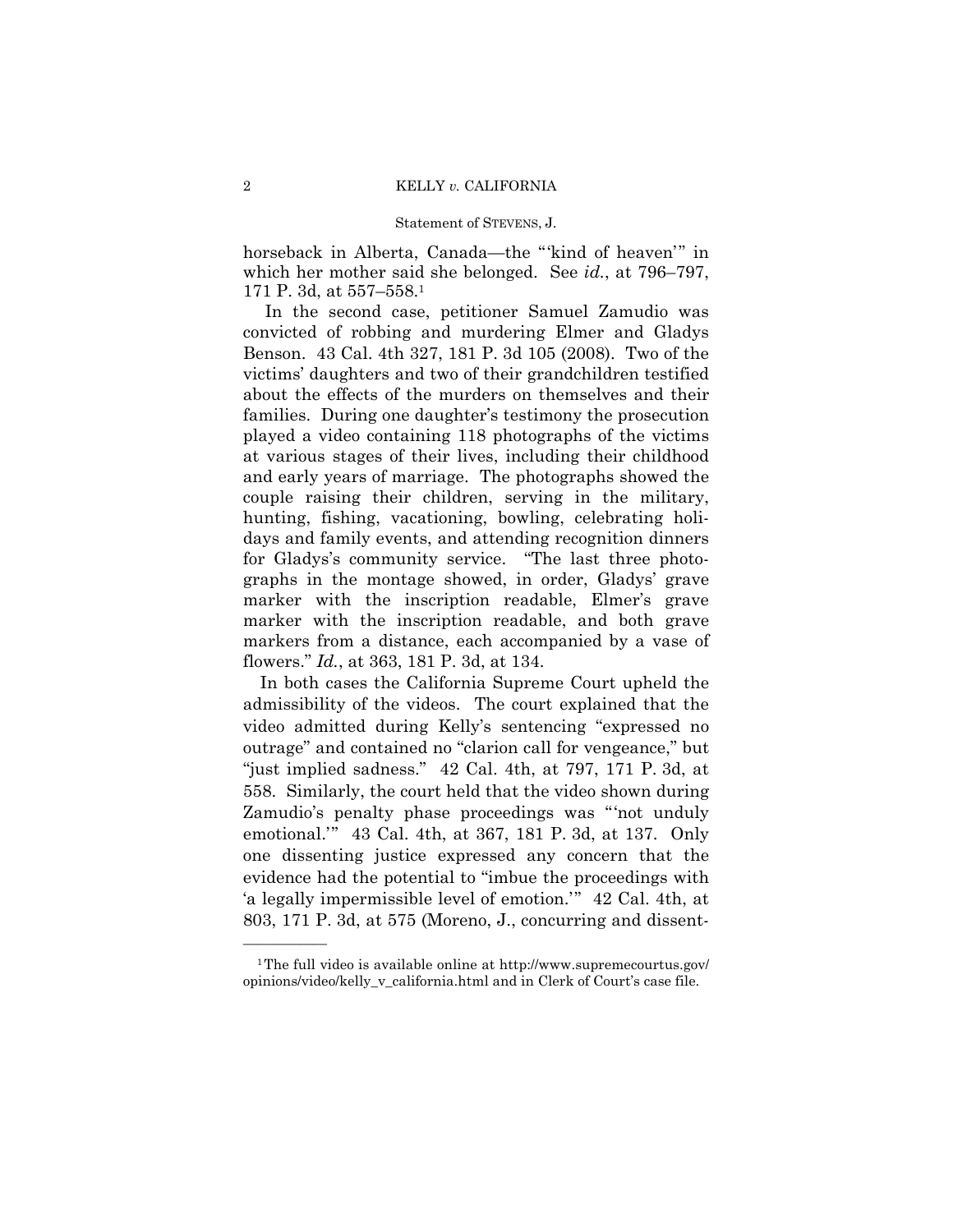horseback in Alberta, Canada—the "'kind of heaven'" in which her mother said she belonged. See *id.*, at 796–797, 171 P. 3d, at 557–558.[1]

In the second case, petitioner Samuel Zamudio was convicted of robbing and murdering Elmer and Gladys Benson. 43 Cal. 4th 327, 181 P. 3d 105 (2008). Two of the victims' daughters and two of their grandchildren testified about the effects of the murders on themselves and their families. During one daughter's testimony the prosecution played a video containing 118 photographs of the victims at various stages of their lives, including their childhood and early years of marriage. The photographs showed the couple raising their children, serving in the military, hunting, fishing, vacationing, bowling, celebrating holidays and family events, and attending recognition dinners for Gladys's community service. "The last three photographs in the montage showed, in order, Gladys' grave marker with the inscription readable, Elmer's grave marker with the inscription readable, and both grave markers from a distance, each accompanied by a vase of flowers." *Id.*, at 363, 181 P. 3d, at 134.

In both cases the California Supreme Court upheld the admissibility of the videos. The court explained that the video admitted during Kelly's sentencing "expressed no outrage" and contained no "clarion call for vengeance," but "just implied sadness." 42 Cal. 4th, at 797, 171 P. 3d, at 558. Similarly, the court held that the video shown during Zamudio's penalty phase proceedings was "'not unduly emotional.'" 43 Cal. 4th, at 367, 181 P. 3d, at 137. Only one dissenting justice expressed any concern that the evidence had the potential to "imbue the proceedings with 'a legally impermissible level of emotion.'" 42 Cal. 4th, at 803, 171 P. 3d, at 575 (Moreno, J., concurring and dissent-

---

[1] The full video is available online at http://www.supremecourtus.gov/opinions/video/kelly_v_california.html and in Clerk of Court's case file.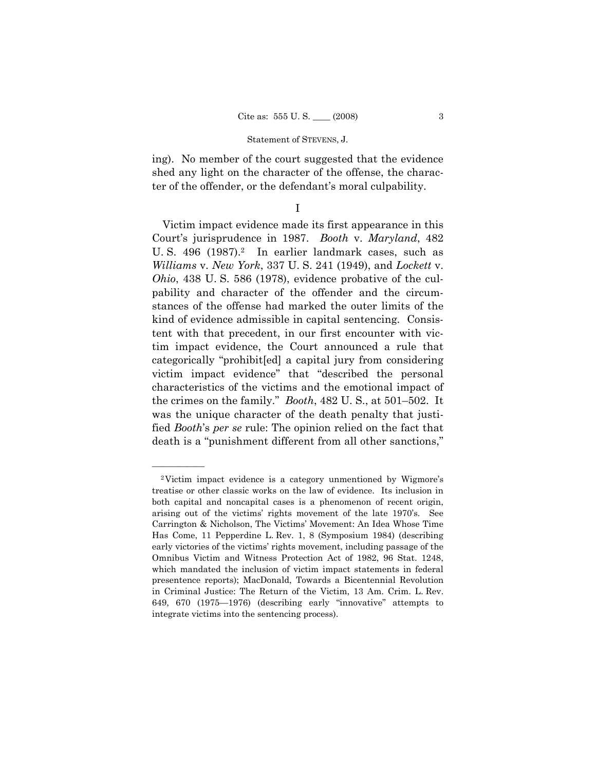ing). No member of the court suggested that the evidence shed any light on the character of the offense, the character of the offender, or the defendant's moral culpability.

## I

Victim impact evidence made its first appearance in this Court's jurisprudence in 1987. *Booth* v. *Maryland*, 482 U. S. 496 (1987).[2] In earlier landmark cases, such as *Williams* v. *New York*, 337 U. S. 241 (1949), and *Lockett* v. *Ohio*, 438 U. S. 586 (1978), evidence probative of the culpability and character of the offender and the circumstances of the offense had marked the outer limits of the kind of evidence admissible in capital sentencing. Consistent with that precedent, in our first encounter with victim impact evidence, the Court announced a rule that categorically "prohibit[ed] a capital jury from considering victim impact evidence" that "described the personal characteristics of the victims and the emotional impact of the crimes on the family." *Booth*, 482 U. S., at 501–502. It was the unique character of the death penalty that justified *Booth*'s *per se* rule: The opinion relied on the fact that death is a "punishment different from all other sanctions,"

---

[2] Victim impact evidence is a category unmentioned by Wigmore's treatise or other classic works on the law of evidence. Its inclusion in both capital and noncapital cases is a phenomenon of recent origin, arising out of the victims' rights movement of the late 1970's. See Carrington & Nicholson, The Victims' Movement: An Idea Whose Time Has Come, 11 Pepperdine L. Rev. 1, 8 (Symposium 1984) (describing early victories of the victims' rights movement, including passage of the Omnibus Victim and Witness Protection Act of 1982, 96 Stat. 1248, which mandated the inclusion of victim impact statements in federal presentence reports); MacDonald, Towards a Bicentennial Revolution in Criminal Justice: The Return of the Victim, 13 Am. Crim. L. Rev. 649, 670 (1975—1976) (describing early "innovative" attempts to integrate victims into the sentencing process).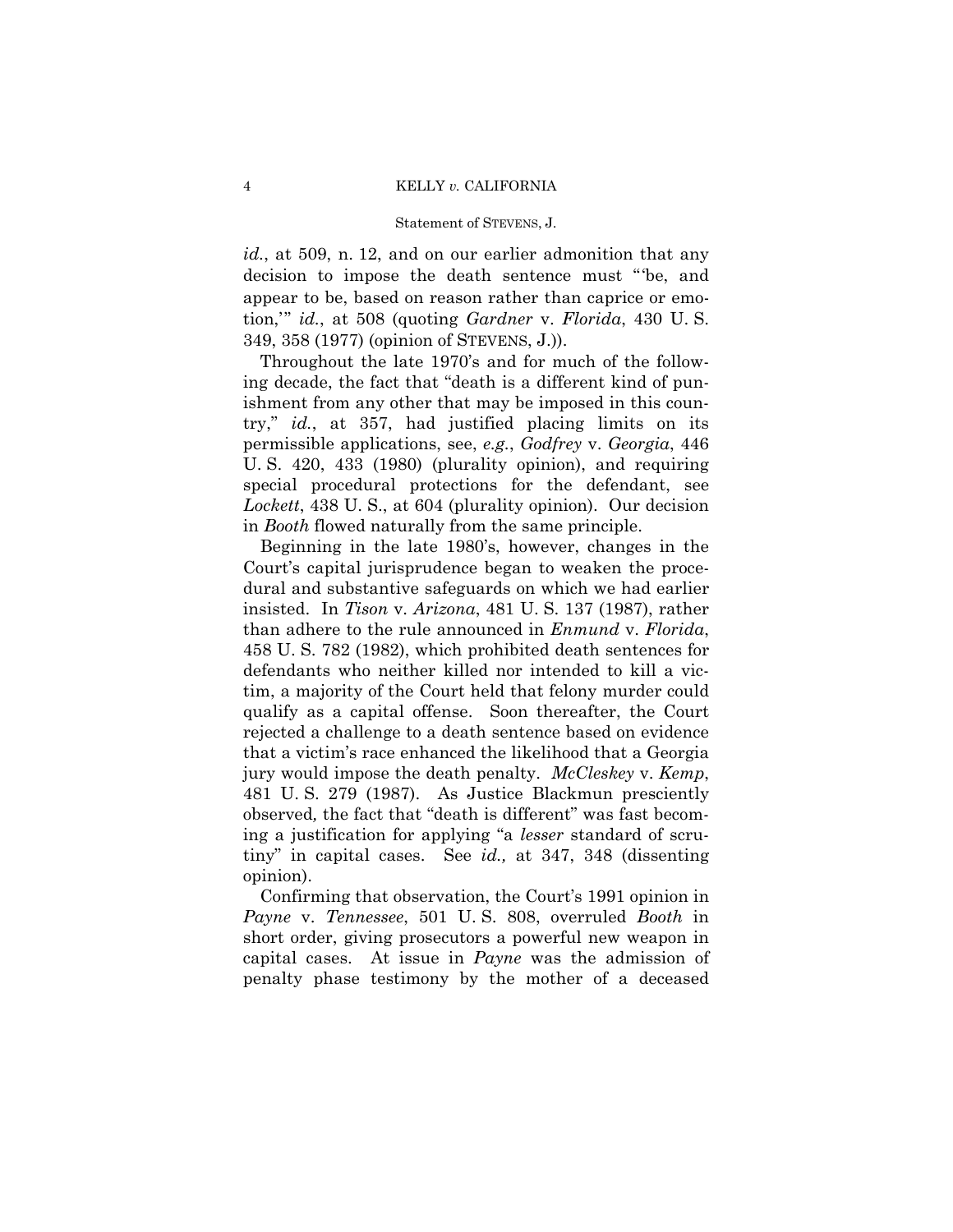*id.*, at 509, n. 12, and on our earlier admonition that any decision to impose the death sentence must "'be, and appear to be, based on reason rather than caprice or emotion,'" *id.*, at 508 (quoting *Gardner* v. *Florida*, 430 U. S. 349, 358 (1977) (opinion of STEVENS, J.)).

Throughout the late 1970's and for much of the following decade, the fact that "death is a different kind of punishment from any other that may be imposed in this country," *id.*, at 357, had justified placing limits on its permissible applications, see, *e.g.*, *Godfrey* v. *Georgia*, 446 U. S. 420, 433 (1980) (plurality opinion), and requiring special procedural protections for the defendant, see *Lockett*, 438 U. S., at 604 (plurality opinion). Our decision in *Booth* flowed naturally from the same principle.

Beginning in the late 1980's, however, changes in the Court's capital jurisprudence began to weaken the procedural and substantive safeguards on which we had earlier insisted. In *Tison* v. *Arizona*, 481 U. S. 137 (1987), rather than adhere to the rule announced in *Enmund* v. *Florida*, 458 U. S. 782 (1982), which prohibited death sentences for defendants who neither killed nor intended to kill a victim, a majority of the Court held that felony murder could qualify as a capital offense. Soon thereafter, the Court rejected a challenge to a death sentence based on evidence that a victim's race enhanced the likelihood that a Georgia jury would impose the death penalty. *McCleskey* v. *Kemp*, 481 U. S. 279 (1987). As Justice Blackmun presciently observed, the fact that "death is different" was fast becoming a justification for applying "a *lesser* standard of scrutiny" in capital cases. See *id.,* at 347, 348 (dissenting opinion).

Confirming that observation, the Court's 1991 opinion in *Payne* v. *Tennessee*, 501 U. S. 808, overruled *Booth* in short order, giving prosecutors a powerful new weapon in capital cases. At issue in *Payne* was the admission of penalty phase testimony by the mother of a deceased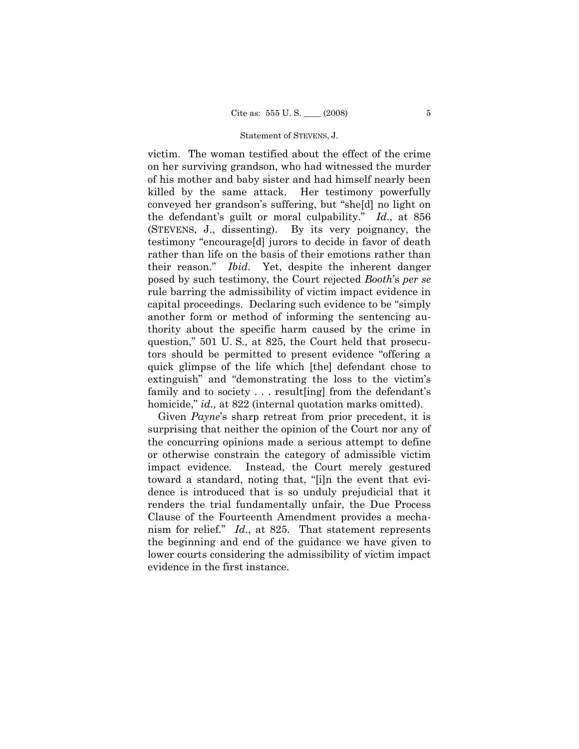victim. The woman testified about the effect of the crime on her surviving grandson, who had witnessed the murder of his mother and baby sister and had himself nearly been killed by the same attack. Her testimony powerfully conveyed her grandson's suffering, but "she[d] no light on the defendant's guilt or moral culpability." *Id.*, at 856 (STEVENS, J., dissenting). By its very poignancy, the testimony "encourage[d] jurors to decide in favor of death rather than life on the basis of their emotions rather than their reason." *Ibid*. Yet, despite the inherent danger posed by such testimony, the Court rejected *Booth*'s *per se* rule barring the admissibility of victim impact evidence in capital proceedings. Declaring such evidence to be "simply another form or method of informing the sentencing authority about the specific harm caused by the crime in question," 501 U. S., at 825, the Court held that prosecutors should be permitted to present evidence "offering a quick glimpse of the life which [the] defendant chose to extinguish" and "demonstrating the loss to the victim's family and to society . . . result[ing] from the defendant's homicide," *id.,* at 822 (internal quotation marks omitted).

Given *Payne*'s sharp retreat from prior precedent, it is surprising that neither the opinion of the Court nor any of the concurring opinions made a serious attempt to define or otherwise constrain the category of admissible victim impact evidence. Instead, the Court merely gestured toward a standard, noting that, "[i]n the event that evidence is introduced that is so unduly prejudicial that it renders the trial fundamentally unfair, the Due Process Clause of the Fourteenth Amendment provides a mechanism for relief." *Id.*, at 825. That statement represents the beginning and end of the guidance we have given to lower courts considering the admissibility of victim impact evidence in the first instance.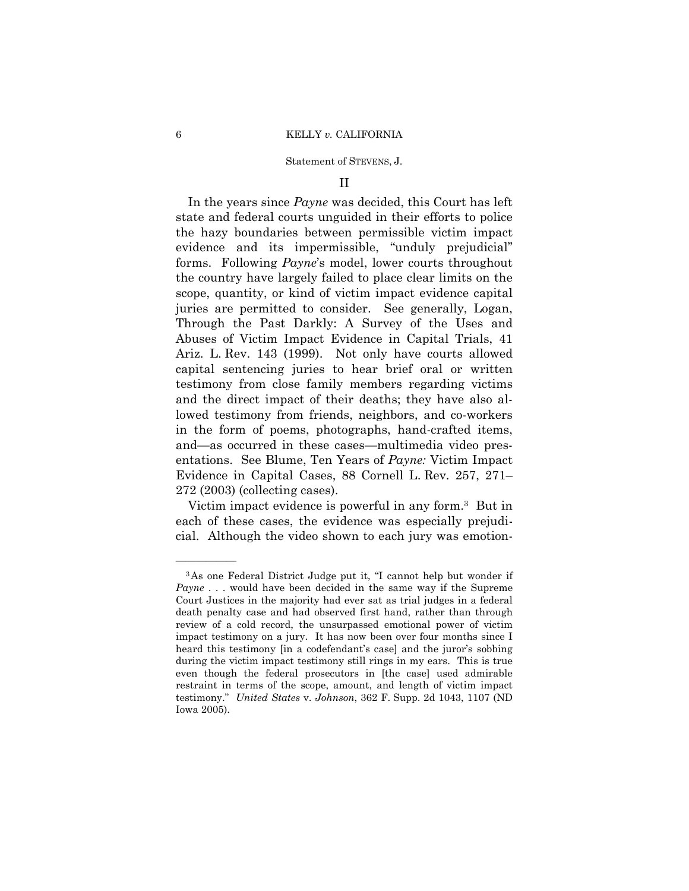## II

In the years since *Payne* was decided, this Court has left state and federal courts unguided in their efforts to police the hazy boundaries between permissible victim impact evidence and its impermissible, "unduly prejudicial" forms. Following *Payne*'s model, lower courts throughout the country have largely failed to place clear limits on the scope, quantity, or kind of victim impact evidence capital juries are permitted to consider. See generally, Logan, Through the Past Darkly: A Survey of the Uses and Abuses of Victim Impact Evidence in Capital Trials, 41 Ariz. L. Rev. 143 (1999). Not only have courts allowed capital sentencing juries to hear brief oral or written testimony from close family members regarding victims and the direct impact of their deaths; they have also allowed testimony from friends, neighbors, and co-workers in the form of poems, photographs, hand-crafted items, and—as occurred in these cases—multimedia video presentations. See Blume, Ten Years of *Payne:* Victim Impact Evidence in Capital Cases, 88 Cornell L. Rev. 257, 271–272 (2003) (collecting cases).

Victim impact evidence is powerful in any form.[3] But in each of these cases, the evidence was especially prejudicial. Although the video shown to each jury was emotion-

---

[3] As one Federal District Judge put it, "I cannot help but wonder if *Payne* . . . would have been decided in the same way if the Supreme Court Justices in the majority had ever sat as trial judges in a federal death penalty case and had observed first hand, rather than through review of a cold record, the unsurpassed emotional power of victim impact testimony on a jury. It has now been over four months since I heard this testimony [in a codefendant's case] and the juror's sobbing during the victim impact testimony still rings in my ears. This is true even though the federal prosecutors in [the case] used admirable restraint in terms of the scope, amount, and length of victim impact testimony." *United States* v. *Johnson*, 362 F. Supp. 2d 1043, 1107 (ND Iowa 2005).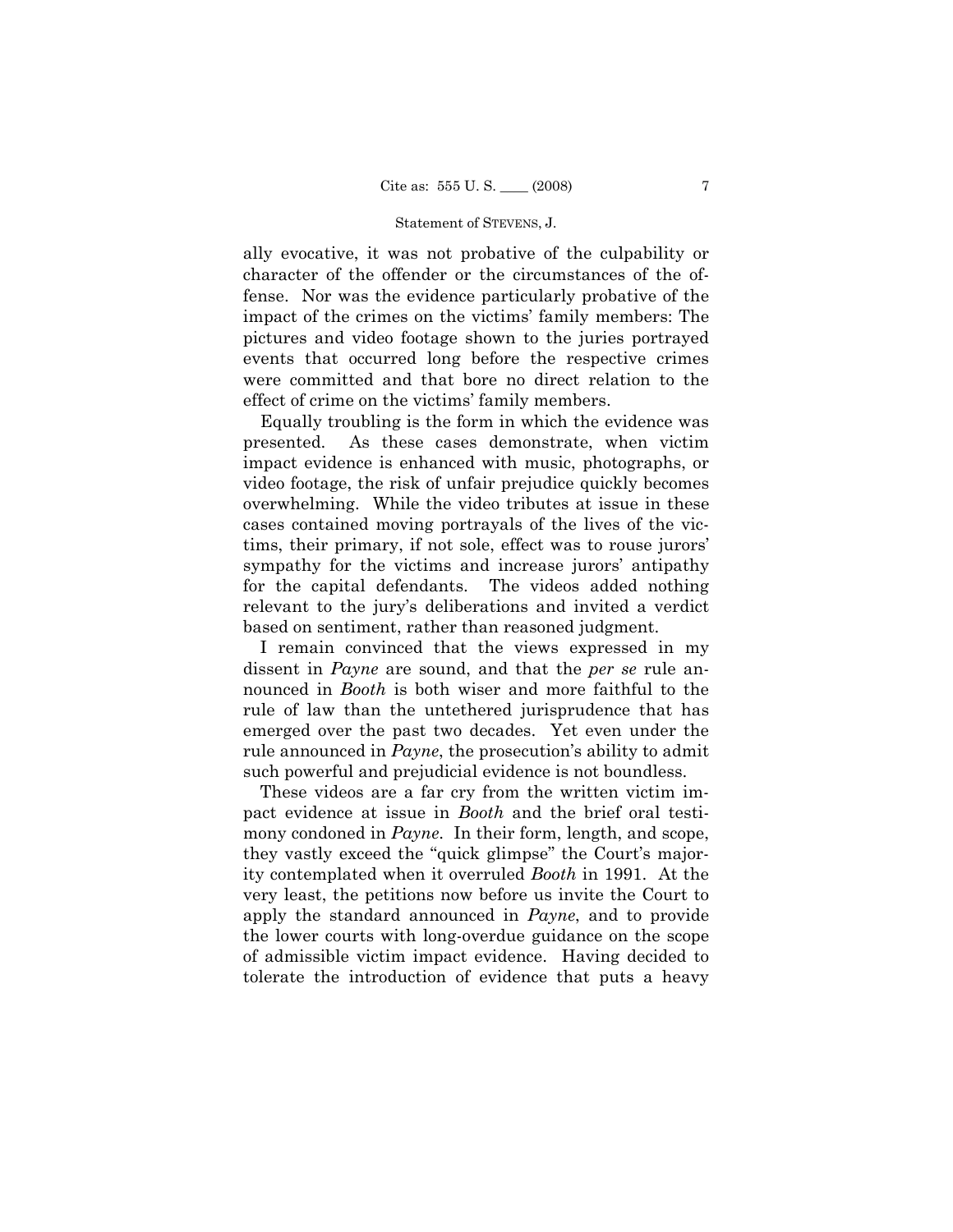ally evocative, it was not probative of the culpability or character of the offender or the circumstances of the offense. Nor was the evidence particularly probative of the impact of the crimes on the victims' family members: The pictures and video footage shown to the juries portrayed events that occurred long before the respective crimes were committed and that bore no direct relation to the effect of crime on the victims' family members.

Equally troubling is the form in which the evidence was presented. As these cases demonstrate, when victim impact evidence is enhanced with music, photographs, or video footage, the risk of unfair prejudice quickly becomes overwhelming. While the video tributes at issue in these cases contained moving portrayals of the lives of the victims, their primary, if not sole, effect was to rouse jurors' sympathy for the victims and increase jurors' antipathy for the capital defendants. The videos added nothing relevant to the jury's deliberations and invited a verdict based on sentiment, rather than reasoned judgment.

I remain convinced that the views expressed in my dissent in *Payne* are sound, and that the *per se* rule announced in *Booth* is both wiser and more faithful to the rule of law than the untethered jurisprudence that has emerged over the past two decades. Yet even under the rule announced in *Payne*, the prosecution's ability to admit such powerful and prejudicial evidence is not boundless.

These videos are a far cry from the written victim impact evidence at issue in *Booth* and the brief oral testimony condoned in *Payne*. In their form, length, and scope, they vastly exceed the "quick glimpse" the Court's majority contemplated when it overruled *Booth* in 1991. At the very least, the petitions now before us invite the Court to apply the standard announced in *Payne*, and to provide the lower courts with long-overdue guidance on the scope of admissible victim impact evidence. Having decided to tolerate the introduction of evidence that puts a heavy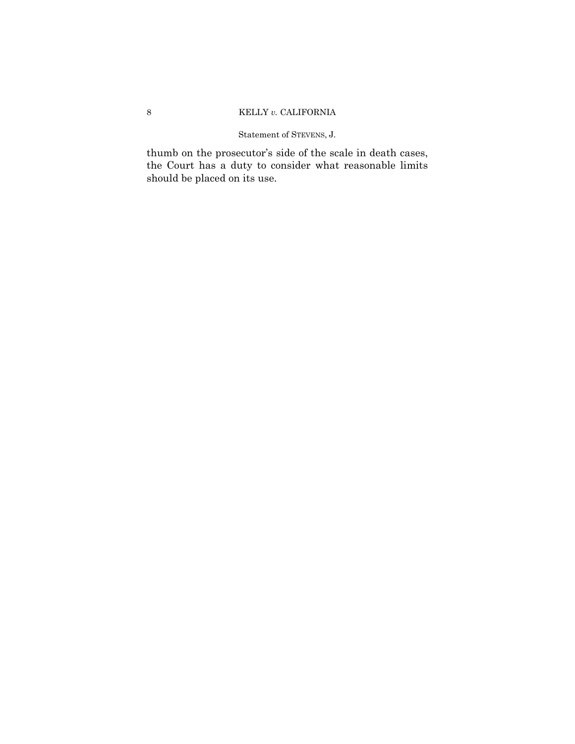thumb on the prosecutor's side of the scale in death cases, the Court has a duty to consider what reasonable limits should be placed on its use.